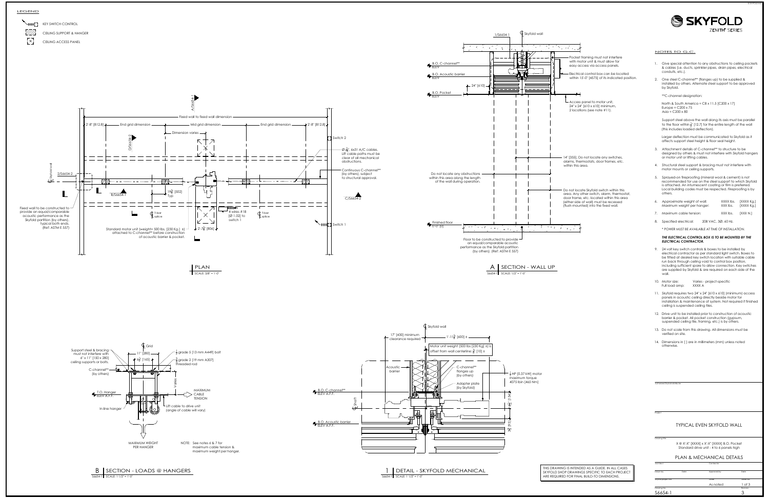# SKYFOLD
ZENITH® SERIES

## LEGEND

- KEY SWITCH CONTROL
- CEILING SUPPORT & HANGER
- CEILING ACCESS PANEL

## PLAN
SCALE: 3/8" = 1'-0"

Fixed wall to fixed wall dimension

2'-8" [812.8] — End grid dimension — Mid grid dimension — End grid dimension — 2'-8" [812.8]

Dimension varies

Switch 2

Switch 1

Ø $\frac{3}{8}$", 6x31 A/C cables. Lift cable paths must be clear of all mechanical obstructions.

Continuous C-channel** (by others), subject to structural approval.

4 wires #18 (Ø 1.02) to switch 1

19$\frac{3}{4}$" [502] Typ

2'-7$\frac{3}{4}$" [806]

T-bar splice

Standard motor unit (weight= 500 lbs. [230 Kg.] ±) attached to C-channel** before construction of acoustic barrier & pocket.

Fixed wall to be constructed to provide an equal/comparable acoustic performance as the Skyfold partition (by others), typical both ends. (Ref: ASTM E 557)

## A SECTION - WALL UP
S6654-1 SCALE: 1/2" = 1'-0"

1/S6654-1 — Skyfold wall

B.O. C-channel** ELEV

B.O. Acoustic barrier ELEV

B.O. Pocket ELEV

24" [610]

Pocket framing must not interfere with motor unit & must allow for easy access via access panels.

Electrical control box can be located within 15'-0" [4575] of its indicated position.

Access panel to motor unit, 24" x 24" [610 x 610] minimum, 2 locations (see note #11).

14" [355]. Do not locate any switches, alarms, thermostats, door frames, etc. within this area.

Do not locate any obstructions within this area along the length of the wall during operation.

Do not locate Skyfold switch within this area. Any other switch, alarm, thermostat, door frame, etc. located within this area (either side of wall) must be recessed (flush-mounted) into the fixed wall.

Finished floor 0'-0" [0]

Floor to be constructed to provide an equal/comparable acoustic performance as the Skyfold partition (by others). (Ref: ASTM E 557)

## B SECTION - LOADS @ HANGERS
S6654-1 SCALE: 1 1/2" = 1'-0"

Grid

11" [280]

6$\frac{1}{2}$" [165]

$\frac{1}{2}$ grade 5 [13 mm A449] bolt

$\frac{3}{4}$ grade 2 [19 mm A307] threaded rod

Support steel & bracing must not interfere with 6" x 11" [150 x 280] ceiling supports or bolts.

C-channel** (by others)

T.O. Hanger ELEV A.F.F.

In-line hanger

Varies

MAXIMUM CABLE TENSION

Lift cable to drive unit (angle of cable will vary)

MAXIMUM WEIGHT PER HANGER

NOTE: See notes 6 & 7 for maximum cable tension & maximum weight per hanger.

## 1 DETAIL - SKYFOLD MECHANICAL
S6654-1 SCALE: 1 1/2" = 1'-0"

Skyfold wall

17" [430] minimum clearance required

1'-11$\frac{5}{8}$" [600] ±

Motor unit weight (500 lbs [230 Kg] ±) is offset from wall centerline: $\frac{3}{8}$" [10] ±

Acoustic barrier

C-channel** flanges up (by others)

Adapter plate (by Skyfold)

$\frac{1}{2}$ HP [0.37 kW] motor maximum torque 4075 lbin [465 Nm]

B.O. C-channel** ELEV A.F.F.

B.O. Acoustic barrier ELEV A.F.F.

Shaft

THIS DRAWING IS INTENDED AS A GUIDE. IN ALL CASES SKYFOLD SHOP DRAWINGS SPECIFIC TO EACH PROJECT ARE REQUIRED FOR FINAL BUILD-TO DIMENSIONS.

## NOTES TO G.C.

1. Give special attention to any obstructions to ceiling pockets & cables (i.e. ducts, sprinkler pipes, drain pipes, electrical conduits, etc.).
2. One steel C-channel** (flanges up) to be supplied & installed by others. Alternate steel support to be approved by Skyfold.

   **C-channel designation:

   North & South America = C8 x 11.5 [C200 x 17]
   Europe = C200 x 75
   Asia = C200 x 80

   Support steel above the wall along its axis must be parallel to the floor within $\frac{1}{2}$" [12.7] for the entire length of the wall (this includes loaded deflection).

   Larger deflection must be communicated to Skyfold as it affects support steel height & floor seal height.
3. Attachment details of C-channel** to structure to be designed by others & must not interfere with Skyfold hangers or motor unit or lifting cables.
4. Structural steel support & bracing must not interfere with motor mounts or ceiling supports.
5. Sprayed-on fireproofing (mineral wool & cement) is not recommended for use on the steel support to which Skyfold is attached. An intumescent coating or film is preferred. Local building codes must be respected. Fireproofing is by others.
6. Approximate weight of wall: XXXX lbs. [XXXX Kg.]
   Maximum weight per hanger: XXX lbs. [XXXX Kg.]
7. Maximum cable tension: XXX lbs. [XXX N.]
8. Specified electrical: 208 VAC, 3Ø, 60 Hz.

   * POWER MUST BE AVAILABLE AT TIME OF INSTALLATION.

   ***THE ELECTRICAL CONTROL BOX IS TO BE MOUNTED BY THE ELECTRICAL CONTRACTOR.***
9. 24 volt key switch controls & boxes to be installed by electrical contractor as per standard light switch. Boxes to be fitted at desired key switch location with suitable cable run back through ceiling void to control box position, including sufficient spare to allow connection. Key switches are supplied by Skyfold & are required on each side of the wall.
10. Motor size: Varies - project-specific
    Full load amp: XXXX A
11. Skyfold requires two 24" x 24" [610 x 610] (minimum) access panels in acoustic ceiling directly beside motor for installation & maintenance of system. Not required if finished ceiling is suspended ceiling tiles.
12. Drive unit to be installed prior to construction of acoustic barrier & pocket. All pocket construction (gypsum, suspended ceiling tile, framing, etc.) is by others.
13. Do not scale from this drawing. All dimensions must be verified on site.
14. Dimensions in [ ] are in millimeters (mm) unless noted otherwise.

Authorized Skyfold distributor

Project

TYPICAL EVEN SKYFOLD WALL

Drawing title

X @ X'-X" [XXXX] x X'-X" [XXXX] B.O. Pocket
Standard drive unit - 4 to 6 panels high

PLAN & MECHANICAL DETAILS

| Architect | | Contractor | |
|---|---|---|---|
| Drawn by | Date | Approved by | Date |
| Skyfold project no. | | Scale | Sheet no. |
| | | As noted | 1 of 3 |
| Drawing no. | | | Revision |
| S6654-1 | | | 3 |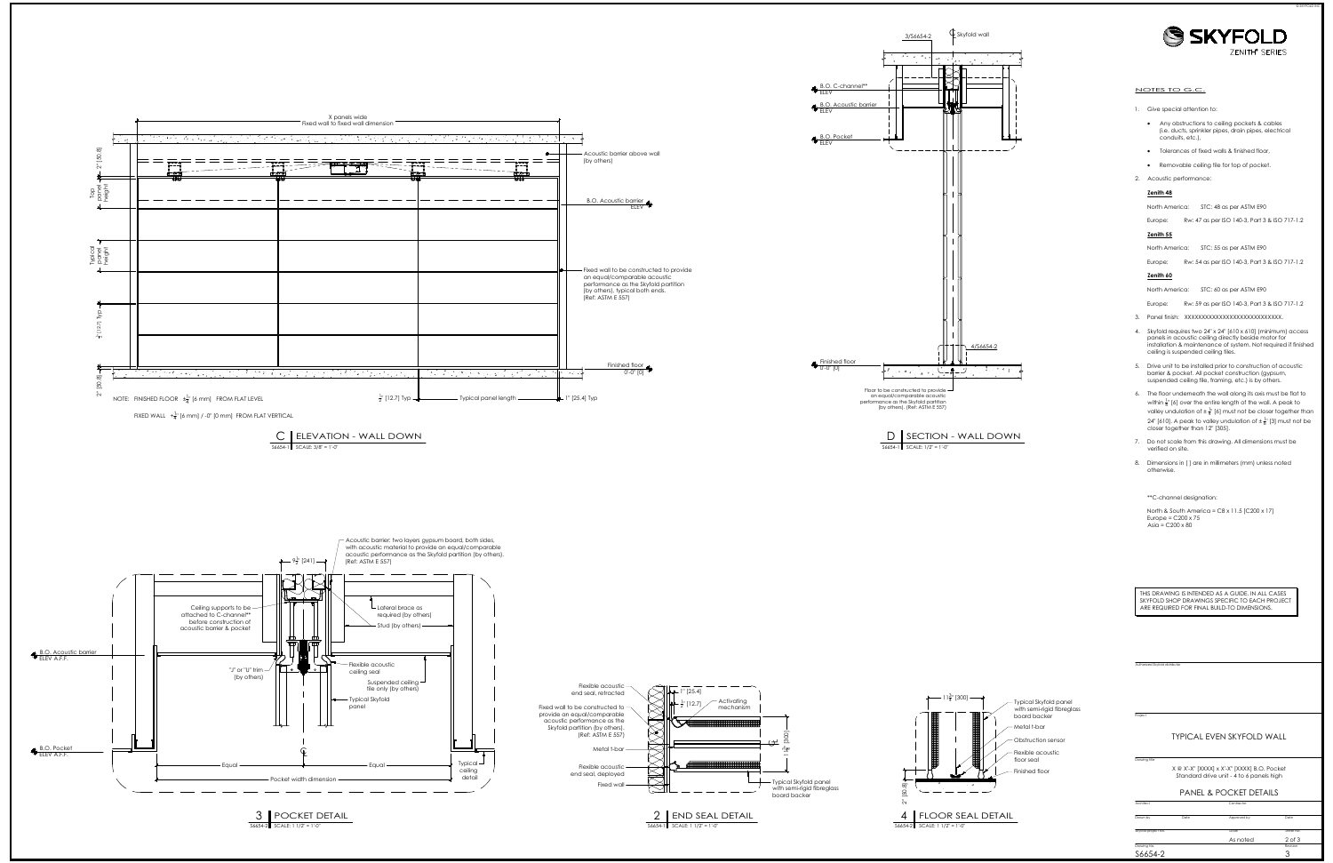# SKYFOLD
ZENITH® SERIES

## NOTES TO G.C.

1. Give special attention to:
   - Any obstructions to ceiling pockets & cables (i.e. ducts, sprinkler pipes, drain pipes, electrical conduits, etc.),
   - Tolerances of fixed walls & finished floor.
   - Removable ceiling tile for top of pocket.
2. Acoustic performance:

   **Zenith 48**

   North America: STC: 48 as per ASTM E90

   Europe: Rw: 47 as per ISO 140-3, Part 3 & ISO 717-1.2

   **Zenith 55**

   North America: STC: 55 as per ASTM E90

   Europe: Rw: 54 as per ISO 140-3, Part 3 & ISO 717-1.2

   **Zenith 60**

   North America: STC: 60 as per ASTM E90

   Europe: Rw: 59 as per ISO 140-3, Part 3 & ISO 717-1.2
3. Panel finish: XXXXXXXXXXXXXXXXXXXXXXXXXX.
4. Skyfold requires two 24" x 24" [610 x 610] (minimum) access panels in acoustic ceiling directly beside motor for installation & maintenance of system. Not required if finished ceiling is suspended ceiling tiles.
5. Drive unit to be installed prior to construction of acoustic barrier & pocket. All pocket construction (gypsum, suspended ceiling tile, framing, etc.) is by others.
6. The floor underneath the wall along its axis must be flat to within $\frac{1}{4}$" [6] over the entire length of the wall. A peak to valley undulation of $\pm\frac{1}{4}$" [6] must not be closer together than 24" [610]. A peak to valley undulation of $\pm\frac{1}{8}$" [3] must not be closer together than 12" [305].
7. Do not scale from this drawing. All dimensions must be verified on site.
8. Dimensions in [ ] are in millimeters (mm) unless noted otherwise.

**C-channel designation:

North & South America = C8 x 11.5 [C200 x 17]
Europe = C200 x 75
Asia = C200 x 80

THIS DRAWING IS INTENDED AS A GUIDE. IN ALL CASES SKYFOLD SHOP DRAWINGS SPECIFIC TO EACH PROJECT ARE REQUIRED FOR FINAL BUILD-TO DIMENSIONS.

---

## C ELEVATION - WALL DOWN
S6654-1 SCALE: 3/8" = 1'-0"

X panels wide
Fixed wall to fixed wall dimension

Top panel height
2" [50.8]
Typical panel height
$\frac{1}{2}$" [12.7] Typ
2" [50.8]

Acoustic barrier above wall (by others)

B.O. Acoustic barrier ELEV

Fixed wall to be constructed to provide an equal/comparable acoustic performance as the Skyfold partition (by others), typical both ends. (Ref: ASTM E 557)

Finished floor 0'-0" [0]

$\frac{1}{2}$" [12.7] Typ — Typical panel length — 1" [25.4] Typ

NOTE: FINISHED FLOOR $\pm\frac{1}{4}$" [6 mm] FROM FLAT LEVEL

FIXED WALL $+\frac{1}{4}$" [6 mm] / -0" [0 mm] FROM FLAT VERTICAL

## D SECTION - WALL DOWN
S6654-1 SCALE: 1/2" = 1'-0"

3/S6654-2
℄ Skyfold wall
B.O. C-channel** ELEV
B.O. Acoustic barrier ELEV
B.O. Pocket ELEV
4/S6654-2
Finished floor 0'-0" [0]

Floor to be constructed to provide an equal/comparable acoustic performance as the Skyfold partition (by others). (Ref: ASTM E 557)

## 3 POCKET DETAIL
S6654-2 SCALE: 1 1/2" = 1'-0"

Acoustic barrier: two layers gypsum board, both sides, with acoustic material to provide an equal/comparable acoustic performance as the Skyfold partition (by others). (Ref: ASTM E 557)

$9\frac{1}{2}$" [241]

Ceiling supports to be attached to C-channel** before construction of acoustic barrier & pocket

Lateral brace as required (by others)

Stud (by others)

B.O. Acoustic barrier ELEV A.F.F.

"J" or "U" trim (by others)

Flexible acoustic ceiling seal

Suspended ceiling tile only (by others)

Typical Skyfold panel

B.O. Pocket ELEV A.F.F.

Equal — ℄ — Equal

Pocket width dimension

Typical ceiling detail

## 2 END SEAL DETAIL
S6654-1 SCALE: 1 1/2" = 1'-0"

Flexible acoustic end seal, retracted

Fixed wall to be constructed to provide an equal/comparable acoustic performance as the Skyfold partition (by others). (Ref: ASTM E 557)

Metal t-bar

Flexible acoustic end seal, deployed

Fixed wall

1" [25.4]

$\frac{1}{2}$" [12.7]

Activating mechanism

$11\frac{3}{4}$" [300]

Typical Skyfold panel with semi-rigid fibreglass board backer

## 4 FLOOR SEAL DETAIL
S6654-2 SCALE: 1 1/2" = 1'-0"

$11\frac{3}{4}$" [300]

2" [50.8]

Typical Skyfold panel with semi-rigid fibreglass board backer

Metal t-bar

Obstruction sensor

Flexible acoustic floor seal

Finished floor

---

Authorized Skyfold distributor

Project

TYPICAL EVEN SKYFOLD WALL

Drawing title

X @ X'-X" [XXXX] x X'-X" [XXXX] B.O. Pocket
Standard drive unit - 4 to 6 panels high

PANEL & POCKET DETAILS

| Architect | | Contractor | |
|---|---|---|---|
| Drawn by | Date | Approved by | Date |
| Skyfold project no. | | Scale | Sheet no. |
| | | As noted | 2 of 3 |
| Drawing no. | | | Revision |
| S6654-2 | | | 3 |